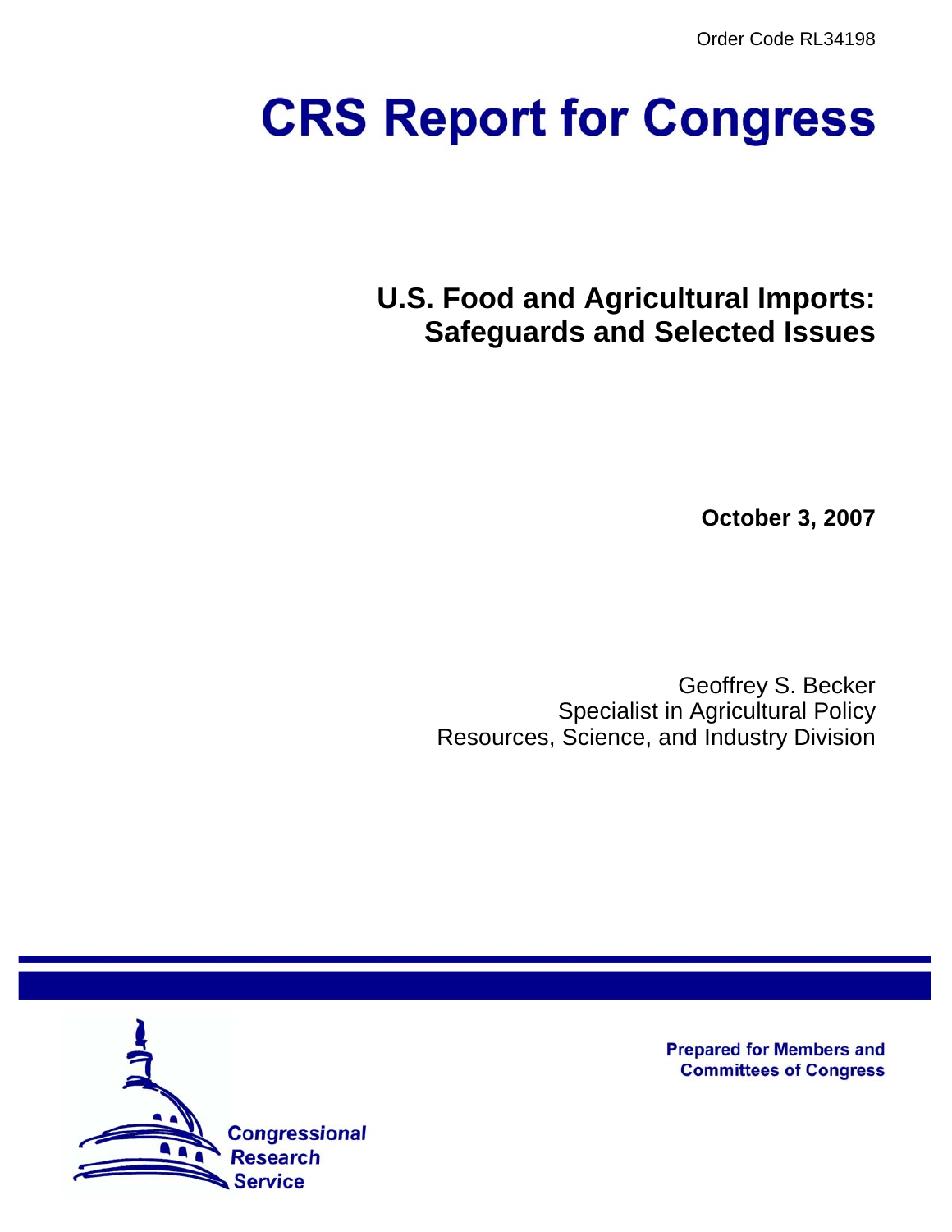Order Code RL34198

# CRS Report for Congress

## U.S. Food and Agricultural Imports: Safeguards and Selected Issues

**October 3, 2007**

Geoffrey S. Becker
Specialist in Agricultural Policy
Resources, Science, and Industry Division

**Prepared for Members and Committees of Congress**

Congressional Research Service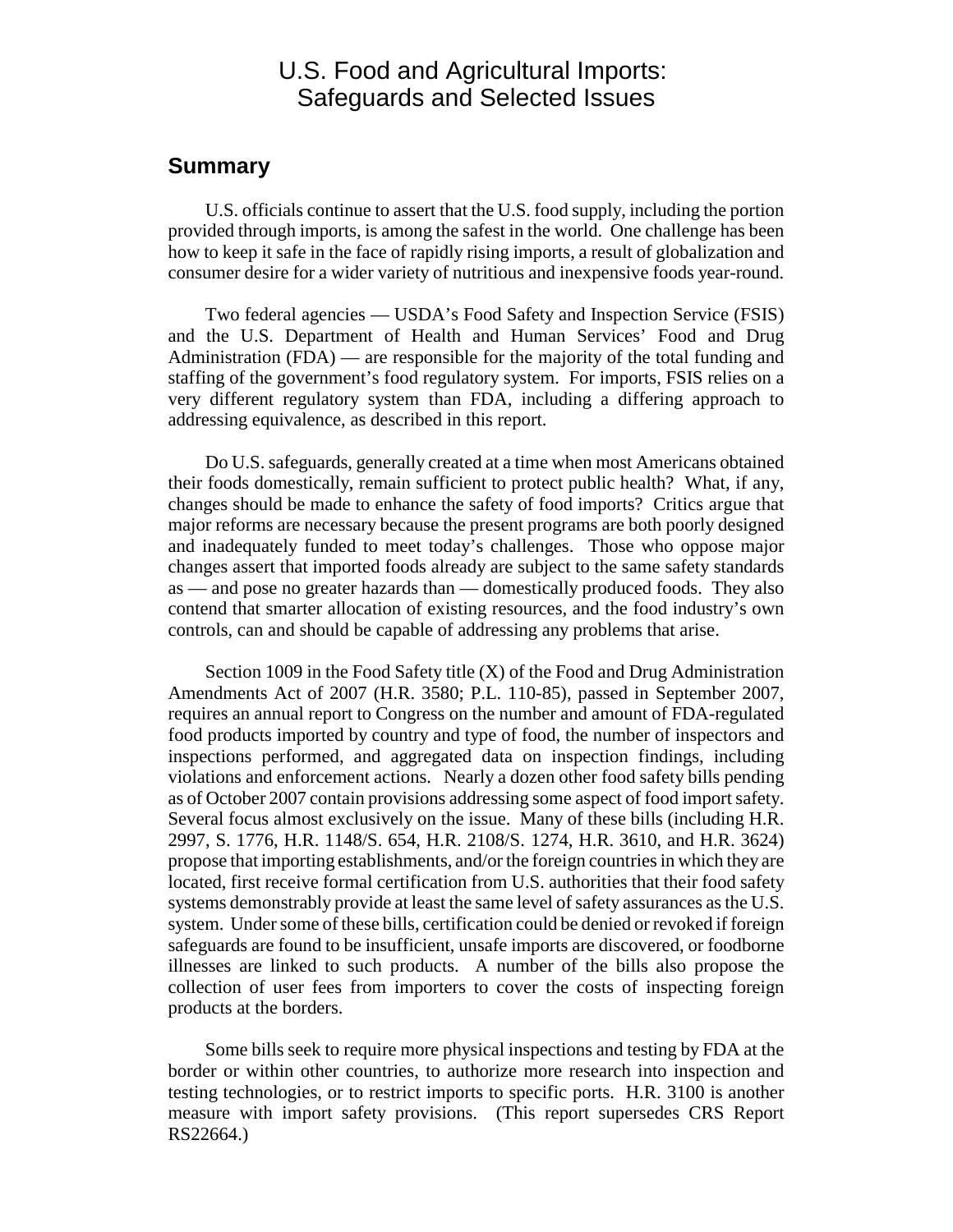# U.S. Food and Agricultural Imports: Safeguards and Selected Issues

## Summary

U.S. officials continue to assert that the U.S. food supply, including the portion provided through imports, is among the safest in the world. One challenge has been how to keep it safe in the face of rapidly rising imports, a result of globalization and consumer desire for a wider variety of nutritious and inexpensive foods year-round.

Two federal agencies — USDA's Food Safety and Inspection Service (FSIS) and the U.S. Department of Health and Human Services' Food and Drug Administration (FDA) — are responsible for the majority of the total funding and staffing of the government's food regulatory system. For imports, FSIS relies on a very different regulatory system than FDA, including a differing approach to addressing equivalence, as described in this report.

Do U.S. safeguards, generally created at a time when most Americans obtained their foods domestically, remain sufficient to protect public health? What, if any, changes should be made to enhance the safety of food imports? Critics argue that major reforms are necessary because the present programs are both poorly designed and inadequately funded to meet today's challenges. Those who oppose major changes assert that imported foods already are subject to the same safety standards as — and pose no greater hazards than — domestically produced foods. They also contend that smarter allocation of existing resources, and the food industry's own controls, can and should be capable of addressing any problems that arise.

Section 1009 in the Food Safety title (X) of the Food and Drug Administration Amendments Act of 2007 (H.R. 3580; P.L. 110-85), passed in September 2007, requires an annual report to Congress on the number and amount of FDA-regulated food products imported by country and type of food, the number of inspectors and inspections performed, and aggregated data on inspection findings, including violations and enforcement actions. Nearly a dozen other food safety bills pending as of October 2007 contain provisions addressing some aspect of food import safety. Several focus almost exclusively on the issue. Many of these bills (including H.R. 2997, S. 1776, H.R. 1148/S. 654, H.R. 2108/S. 1274, H.R. 3610, and H.R. 3624) propose that importing establishments, and/or the foreign countries in which they are located, first receive formal certification from U.S. authorities that their food safety systems demonstrably provide at least the same level of safety assurances as the U.S. system. Under some of these bills, certification could be denied or revoked if foreign safeguards are found to be insufficient, unsafe imports are discovered, or foodborne illnesses are linked to such products. A number of the bills also propose the collection of user fees from importers to cover the costs of inspecting foreign products at the borders.

Some bills seek to require more physical inspections and testing by FDA at the border or within other countries, to authorize more research into inspection and testing technologies, or to restrict imports to specific ports. H.R. 3100 is another measure with import safety provisions. (This report supersedes CRS Report RS22664.)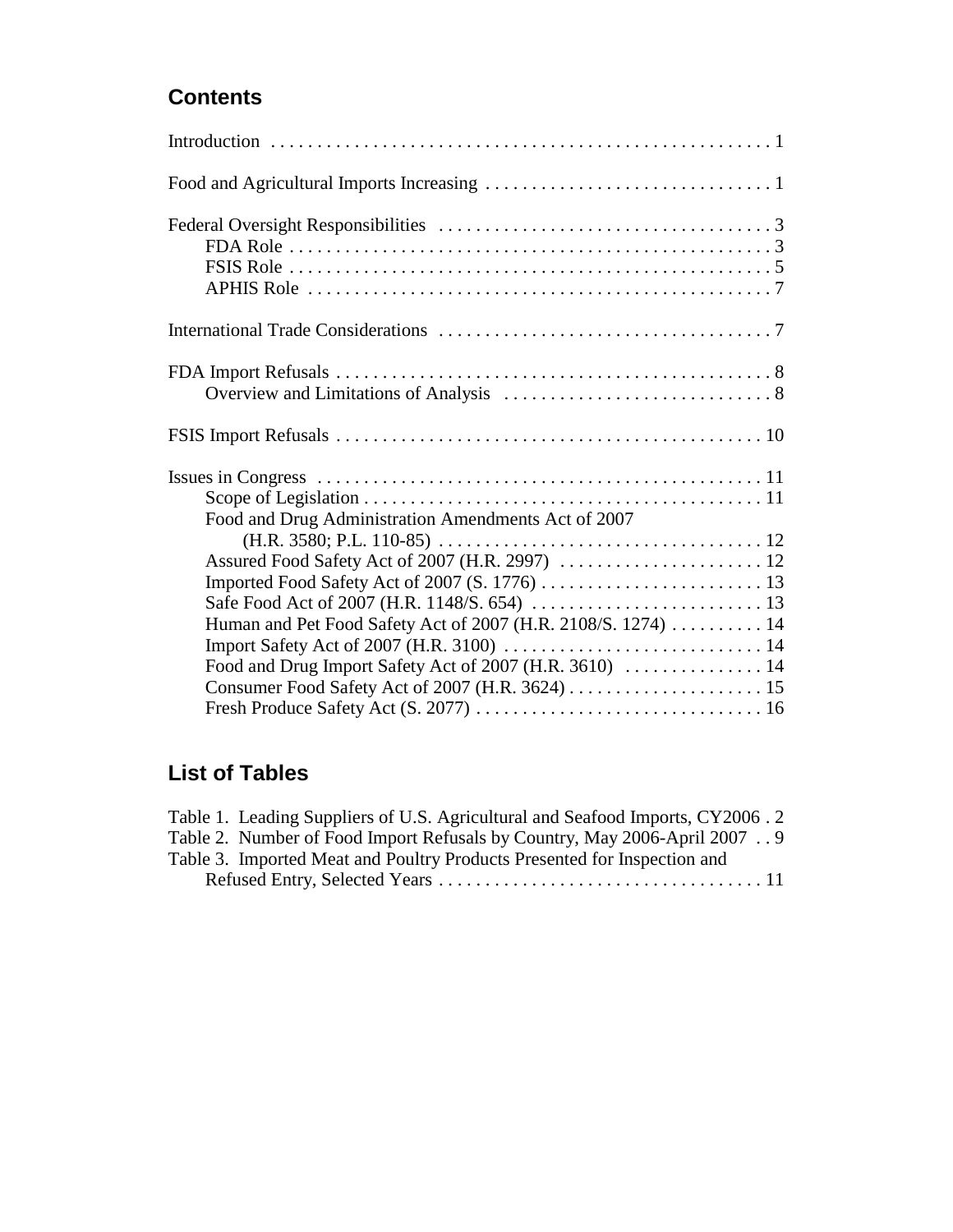## Contents

Introduction . . . . . . . . . . 1

Food and Agricultural Imports Increasing . . . . . . . . . . 1

Federal Oversight Responsibilities . . . . . . . . . . 3
- FDA Role . . . . . . . . . . 3
- FSIS Role . . . . . . . . . . 5
- APHIS Role . . . . . . . . . . 7

International Trade Considerations . . . . . . . . . . 7

FDA Import Refusals . . . . . . . . . . 8
- Overview and Limitations of Analysis . . . . . . . . . . 8

FSIS Import Refusals . . . . . . . . . . 10

Issues in Congress . . . . . . . . . . 11
- Scope of Legislation . . . . . . . . . . 11
- Food and Drug Administration Amendments Act of 2007 (H.R. 3580; P.L. 110-85) . . . . . . . . . . 12
- Assured Food Safety Act of 2007 (H.R. 2997) . . . . . . . . . . 12
- Imported Food Safety Act of 2007 (S. 1776) . . . . . . . . . . 13
- Safe Food Act of 2007 (H.R. 1148/S. 654) . . . . . . . . . . 13
- Human and Pet Food Safety Act of 2007 (H.R. 2108/S. 1274) . . . . . . . . . . 14
- Import Safety Act of 2007 (H.R. 3100) . . . . . . . . . . 14
- Food and Drug Import Safety Act of 2007 (H.R. 3610) . . . . . . . . . . 14
- Consumer Food Safety Act of 2007 (H.R. 3624) . . . . . . . . . . 15
- Fresh Produce Safety Act (S. 2077) . . . . . . . . . . 16

## List of Tables

Table 1. Leading Suppliers of U.S. Agricultural and Seafood Imports, CY2006 . 2

Table 2. Number of Food Import Refusals by Country, May 2006-April 2007 . . 9

Table 3. Imported Meat and Poultry Products Presented for Inspection and Refused Entry, Selected Years . . . . . . . . . . 11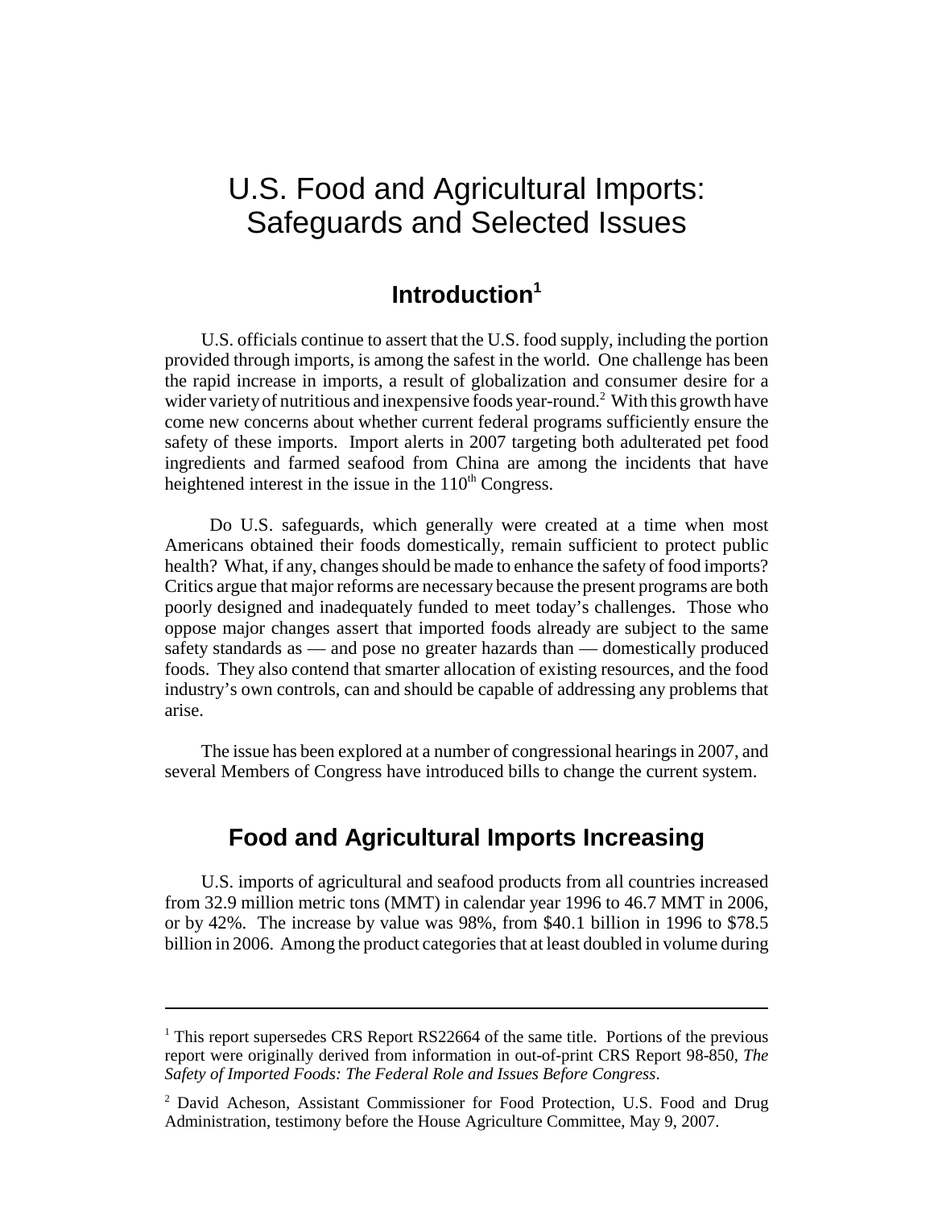# U.S. Food and Agricultural Imports: Safeguards and Selected Issues

## Introduction[1]

U.S. officials continue to assert that the U.S. food supply, including the portion provided through imports, is among the safest in the world. One challenge has been the rapid increase in imports, a result of globalization and consumer desire for a wider variety of nutritious and inexpensive foods year-round.[2] With this growth have come new concerns about whether current federal programs sufficiently ensure the safety of these imports. Import alerts in 2007 targeting both adulterated pet food ingredients and farmed seafood from China are among the incidents that have heightened interest in the issue in the 110th Congress.

Do U.S. safeguards, which generally were created at a time when most Americans obtained their foods domestically, remain sufficient to protect public health? What, if any, changes should be made to enhance the safety of food imports? Critics argue that major reforms are necessary because the present programs are both poorly designed and inadequately funded to meet today's challenges. Those who oppose major changes assert that imported foods already are subject to the same safety standards as — and pose no greater hazards than — domestically produced foods. They also contend that smarter allocation of existing resources, and the food industry's own controls, can and should be capable of addressing any problems that arise.

The issue has been explored at a number of congressional hearings in 2007, and several Members of Congress have introduced bills to change the current system.

## Food and Agricultural Imports Increasing

U.S. imports of agricultural and seafood products from all countries increased from 32.9 million metric tons (MMT) in calendar year 1996 to 46.7 MMT in 2006, or by 42%. The increase by value was 98%, from $40.1 billion in 1996 to $78.5 billion in 2006. Among the product categories that at least doubled in volume during

---

[1] This report supersedes CRS Report RS22664 of the same title. Portions of the previous report were originally derived from information in out-of-print CRS Report 98-850, *The Safety of Imported Foods: The Federal Role and Issues Before Congress*.

[2] David Acheson, Assistant Commissioner for Food Protection, U.S. Food and Drug Administration, testimony before the House Agriculture Committee, May 9, 2007.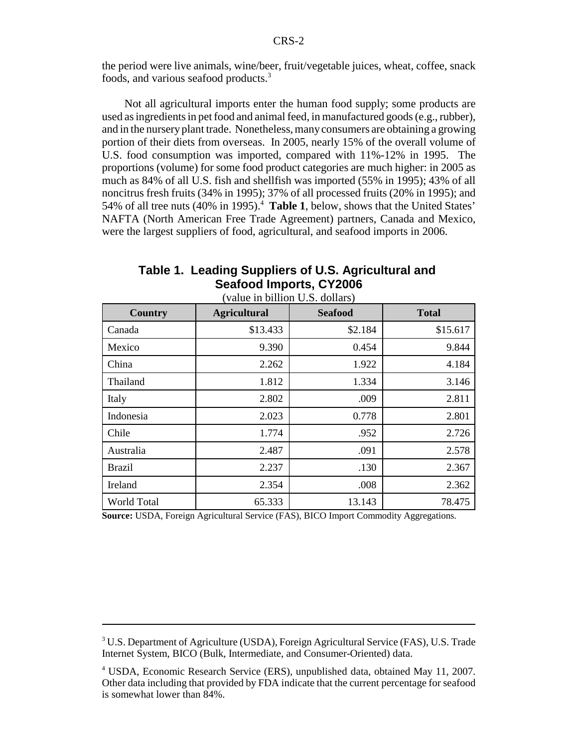the period were live animals, wine/beer, fruit/vegetable juices, wheat, coffee, snack foods, and various seafood products.[3]

Not all agricultural imports enter the human food supply; some products are used as ingredients in pet food and animal feed, in manufactured goods (e.g., rubber), and in the nursery plant trade. Nonetheless, many consumers are obtaining a growing portion of their diets from overseas. In 2005, nearly 15% of the overall volume of U.S. food consumption was imported, compared with 11%-12% in 1995. The proportions (volume) for some food product categories are much higher: in 2005 as much as 84% of all U.S. fish and shellfish was imported (55% in 1995); 43% of all noncitrus fresh fruits (34% in 1995); 37% of all processed fruits (20% in 1995); and 54% of all tree nuts (40% in 1995).[4] **Table 1**, below, shows that the United States' NAFTA (North American Free Trade Agreement) partners, Canada and Mexico, were the largest suppliers of food, agricultural, and seafood imports in 2006.

**Table 1. Leading Suppliers of U.S. Agricultural and Seafood Imports, CY2006**

(value in billion U.S. dollars)

| Country | Agricultural | Seafood | Total |
|---|---|---|---|
| Canada | $13.433 | $2.184 | $15.617 |
| Mexico | 9.390 | 0.454 | 9.844 |
| China | 2.262 | 1.922 | 4.184 |
| Thailand | 1.812 | 1.334 | 3.146 |
| Italy | 2.802 | .009 | 2.811 |
| Indonesia | 2.023 | 0.778 | 2.801 |
| Chile | 1.774 | .952 | 2.726 |
| Australia | 2.487 | .091 | 2.578 |
| Brazil | 2.237 | .130 | 2.367 |
| Ireland | 2.354 | .008 | 2.362 |
| World Total | 65.333 | 13.143 | 78.475 |

**Source:** USDA, Foreign Agricultural Service (FAS), BICO Import Commodity Aggregations.

[3] U.S. Department of Agriculture (USDA), Foreign Agricultural Service (FAS), U.S. Trade Internet System, BICO (Bulk, Intermediate, and Consumer-Oriented) data.

[4] USDA, Economic Research Service (ERS), unpublished data, obtained May 11, 2007. Other data including that provided by FDA indicate that the current percentage for seafood is somewhat lower than 84%.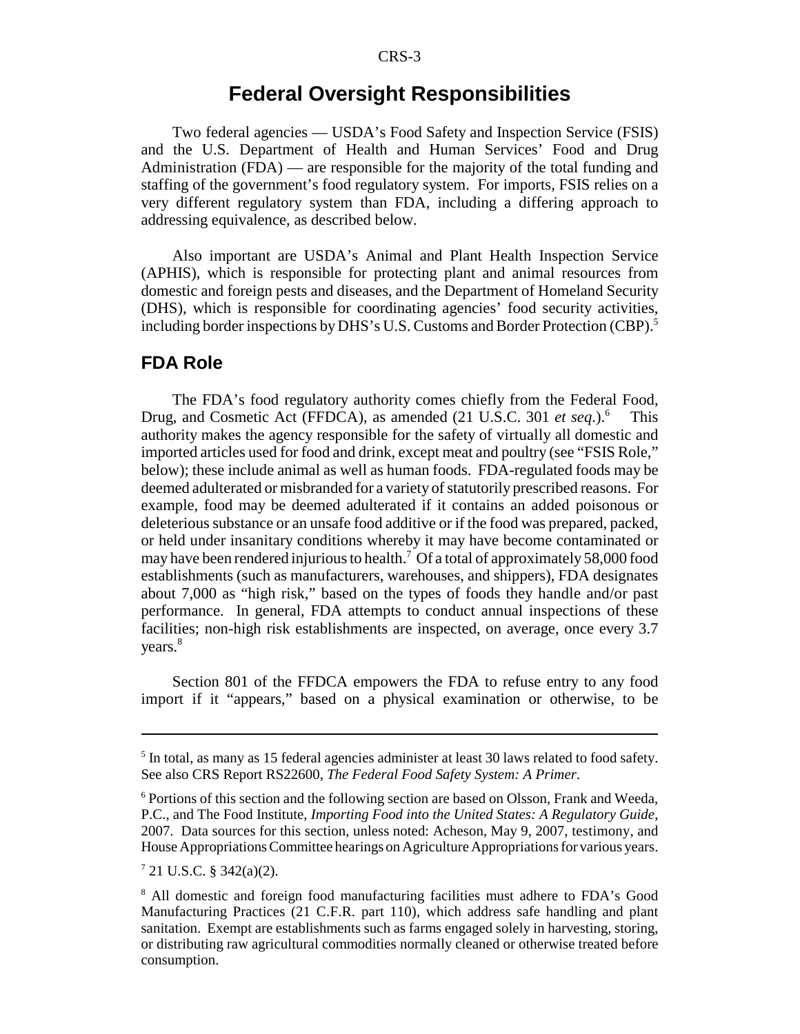# Federal Oversight Responsibilities

Two federal agencies — USDA's Food Safety and Inspection Service (FSIS) and the U.S. Department of Health and Human Services' Food and Drug Administration (FDA) — are responsible for the majority of the total funding and staffing of the government's food regulatory system. For imports, FSIS relies on a very different regulatory system than FDA, including a differing approach to addressing equivalence, as described below.

Also important are USDA's Animal and Plant Health Inspection Service (APHIS), which is responsible for protecting plant and animal resources from domestic and foreign pests and diseases, and the Department of Homeland Security (DHS), which is responsible for coordinating agencies' food security activities, including border inspections by DHS's U.S. Customs and Border Protection (CBP).[5]

## FDA Role

The FDA's food regulatory authority comes chiefly from the Federal Food, Drug, and Cosmetic Act (FFDCA), as amended (21 U.S.C. 301 *et seq.*).[6] This authority makes the agency responsible for the safety of virtually all domestic and imported articles used for food and drink, except meat and poultry (see "FSIS Role," below); these include animal as well as human foods. FDA-regulated foods may be deemed adulterated or misbranded for a variety of statutorily prescribed reasons. For example, food may be deemed adulterated if it contains an added poisonous or deleterious substance or an unsafe food additive or if the food was prepared, packed, or held under insanitary conditions whereby it may have become contaminated or may have been rendered injurious to health.[7] Of a total of approximately 58,000 food establishments (such as manufacturers, warehouses, and shippers), FDA designates about 7,000 as "high risk," based on the types of foods they handle and/or past performance. In general, FDA attempts to conduct annual inspections of these facilities; non-high risk establishments are inspected, on average, once every 3.7 years.[8]

Section 801 of the FFDCA empowers the FDA to refuse entry to any food import if it "appears," based on a physical examination or otherwise, to be

---

[5] In total, as many as 15 federal agencies administer at least 30 laws related to food safety. See also CRS Report RS22600, *The Federal Food Safety System: A Primer*.

[6] Portions of this section and the following section are based on Olsson, Frank and Weeda, P.C., and The Food Institute, *Importing Food into the United States: A Regulatory Guide*, 2007. Data sources for this section, unless noted: Acheson, May 9, 2007, testimony, and House Appropriations Committee hearings on Agriculture Appropriations for various years.

[7] 21 U.S.C. § 342(a)(2).

[8] All domestic and foreign food manufacturing facilities must adhere to FDA's Good Manufacturing Practices (21 C.F.R. part 110), which address safe handling and plant sanitation. Exempt are establishments such as farms engaged solely in harvesting, storing, or distributing raw agricultural commodities normally cleaned or otherwise treated before consumption.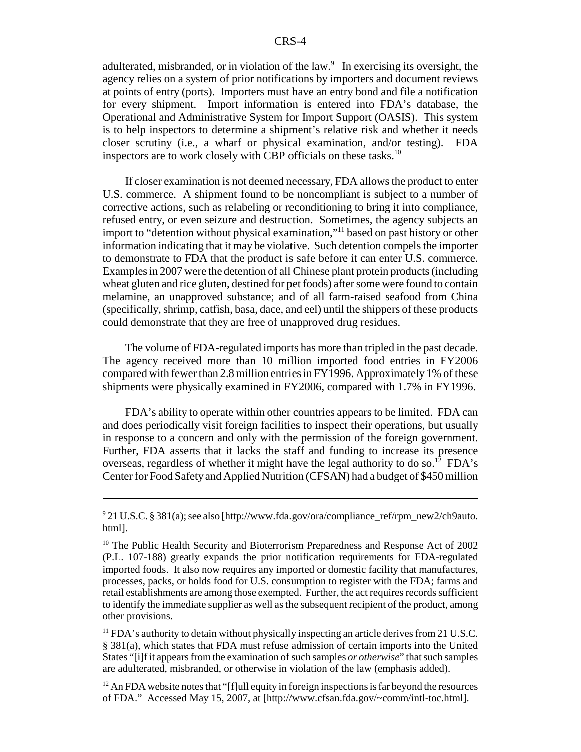adulterated, misbranded, or in violation of the law.[9] In exercising its oversight, the agency relies on a system of prior notifications by importers and document reviews at points of entry (ports). Importers must have an entry bond and file a notification for every shipment. Import information is entered into FDA's database, the Operational and Administrative System for Import Support (OASIS). This system is to help inspectors to determine a shipment's relative risk and whether it needs closer scrutiny (i.e., a wharf or physical examination, and/or testing). FDA inspectors are to work closely with CBP officials on these tasks.[10]

If closer examination is not deemed necessary, FDA allows the product to enter U.S. commerce. A shipment found to be noncompliant is subject to a number of corrective actions, such as relabeling or reconditioning to bring it into compliance, refused entry, or even seizure and destruction. Sometimes, the agency subjects an import to "detention without physical examination,"[11] based on past history or other information indicating that it may be violative. Such detention compels the importer to demonstrate to FDA that the product is safe before it can enter U.S. commerce. Examples in 2007 were the detention of all Chinese plant protein products (including wheat gluten and rice gluten, destined for pet foods) after some were found to contain melamine, an unapproved substance; and of all farm-raised seafood from China (specifically, shrimp, catfish, basa, dace, and eel) until the shippers of these products could demonstrate that they are free of unapproved drug residues.

The volume of FDA-regulated imports has more than tripled in the past decade. The agency received more than 10 million imported food entries in FY2006 compared with fewer than 2.8 million entries in FY1996. Approximately 1% of these shipments were physically examined in FY2006, compared with 1.7% in FY1996.

FDA's ability to operate within other countries appears to be limited. FDA can and does periodically visit foreign facilities to inspect their operations, but usually in response to a concern and only with the permission of the foreign government. Further, FDA asserts that it lacks the staff and funding to increase its presence overseas, regardless of whether it might have the legal authority to do so.[12] FDA's Center for Food Safety and Applied Nutrition (CFSAN) had a budget of $450 million

---

[9] 21 U.S.C. § 381(a); see also [http://www.fda.gov/ora/compliance_ref/rpm_new2/ch9auto.html].

[10] The Public Health Security and Bioterrorism Preparedness and Response Act of 2002 (P.L. 107-188) greatly expands the prior notification requirements for FDA-regulated imported foods. It also now requires any imported or domestic facility that manufactures, processes, packs, or holds food for U.S. consumption to register with the FDA; farms and retail establishments are among those exempted. Further, the act requires records sufficient to identify the immediate supplier as well as the subsequent recipient of the product, among other provisions.

[11] FDA's authority to detain without physically inspecting an article derives from 21 U.S.C. § 381(a), which states that FDA must refuse admission of certain imports into the United States "[i]f it appears from the examination of such samples *or otherwise*" that such samples are adulterated, misbranded, or otherwise in violation of the law (emphasis added).

[12] An FDA website notes that "[f]ull equity in foreign inspections is far beyond the resources of FDA." Accessed May 15, 2007, at [http://www.cfsan.fda.gov/~comm/intl-toc.html].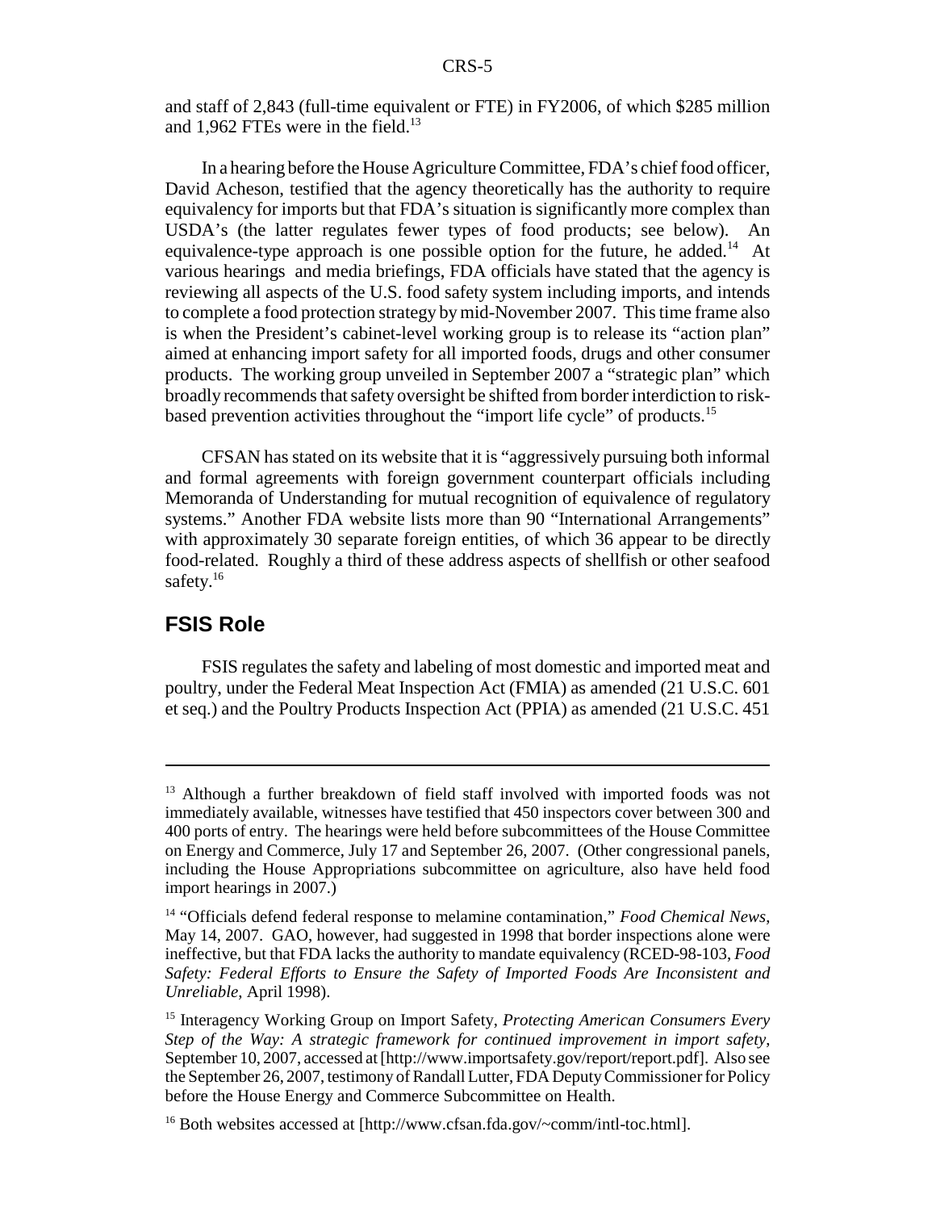and staff of 2,843 (full-time equivalent or FTE) in FY2006, of which $285 million and 1,962 FTEs were in the field.[13]

In a hearing before the House Agriculture Committee, FDA's chief food officer, David Acheson, testified that the agency theoretically has the authority to require equivalency for imports but that FDA's situation is significantly more complex than USDA's (the latter regulates fewer types of food products; see below). An equivalence-type approach is one possible option for the future, he added.[14] At various hearings and media briefings, FDA officials have stated that the agency is reviewing all aspects of the U.S. food safety system including imports, and intends to complete a food protection strategy by mid-November 2007. This time frame also is when the President's cabinet-level working group is to release its "action plan" aimed at enhancing import safety for all imported foods, drugs and other consumer products. The working group unveiled in September 2007 a "strategic plan" which broadly recommends that safety oversight be shifted from border interdiction to risk-based prevention activities throughout the "import life cycle" of products.[15]

CFSAN has stated on its website that it is "aggressively pursuing both informal and formal agreements with foreign government counterpart officials including Memoranda of Understanding for mutual recognition of equivalence of regulatory systems." Another FDA website lists more than 90 "International Arrangements" with approximately 30 separate foreign entities, of which 36 appear to be directly food-related. Roughly a third of these address aspects of shellfish or other seafood safety.[16]

## FSIS Role

FSIS regulates the safety and labeling of most domestic and imported meat and poultry, under the Federal Meat Inspection Act (FMIA) as amended (21 U.S.C. 601 et seq.) and the Poultry Products Inspection Act (PPIA) as amended (21 U.S.C. 451

---

[13] Although a further breakdown of field staff involved with imported foods was not immediately available, witnesses have testified that 450 inspectors cover between 300 and 400 ports of entry. The hearings were held before subcommittees of the House Committee on Energy and Commerce, July 17 and September 26, 2007. (Other congressional panels, including the House Appropriations subcommittee on agriculture, also have held food import hearings in 2007.)

[14] "Officials defend federal response to melamine contamination," *Food Chemical News*, May 14, 2007. GAO, however, had suggested in 1998 that border inspections alone were ineffective, but that FDA lacks the authority to mandate equivalency (RCED-98-103, *Food Safety: Federal Efforts to Ensure the Safety of Imported Foods Are Inconsistent and Unreliable*, April 1998).

[15] Interagency Working Group on Import Safety, *Protecting American Consumers Every Step of the Way: A strategic framework for continued improvement in import safety*, September 10, 2007, accessed at [http://www.importsafety.gov/report/report.pdf]. Also see the September 26, 2007, testimony of Randall Lutter, FDA Deputy Commissioner for Policy before the House Energy and Commerce Subcommittee on Health.

[16] Both websites accessed at [http://www.cfsan.fda.gov/~comm/intl-toc.html].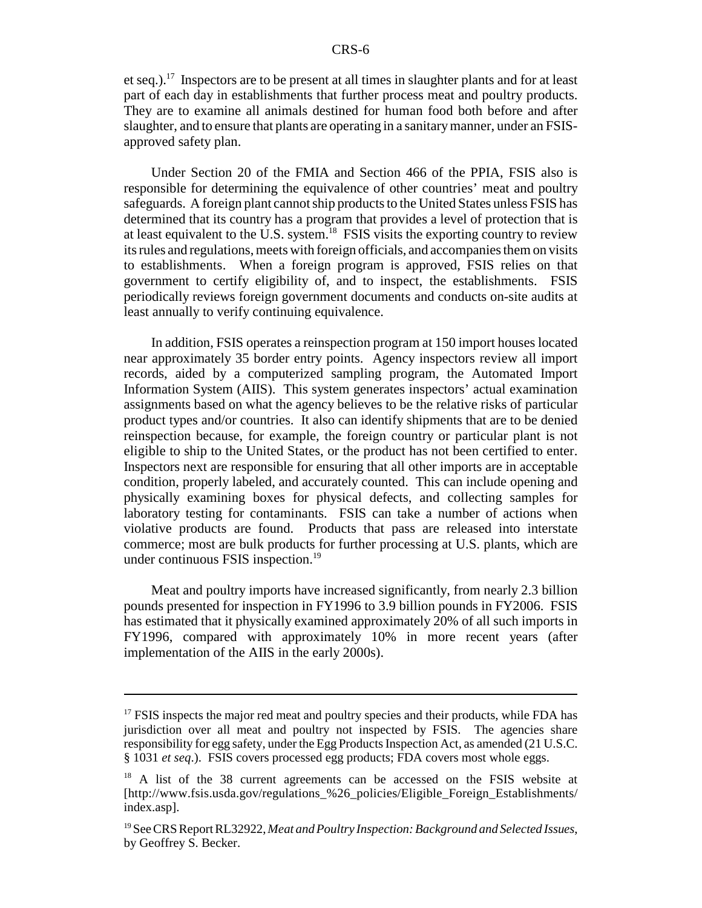et seq.).[17] Inspectors are to be present at all times in slaughter plants and for at least part of each day in establishments that further process meat and poultry products. They are to examine all animals destined for human food both before and after slaughter, and to ensure that plants are operating in a sanitary manner, under an FSIS-approved safety plan.

Under Section 20 of the FMIA and Section 466 of the PPIA, FSIS also is responsible for determining the equivalence of other countries' meat and poultry safeguards. A foreign plant cannot ship products to the United States unless FSIS has determined that its country has a program that provides a level of protection that is at least equivalent to the U.S. system.[18] FSIS visits the exporting country to review its rules and regulations, meets with foreign officials, and accompanies them on visits to establishments. When a foreign program is approved, FSIS relies on that government to certify eligibility of, and to inspect, the establishments. FSIS periodically reviews foreign government documents and conducts on-site audits at least annually to verify continuing equivalence.

In addition, FSIS operates a reinspection program at 150 import houses located near approximately 35 border entry points. Agency inspectors review all import records, aided by a computerized sampling program, the Automated Import Information System (AIIS). This system generates inspectors' actual examination assignments based on what the agency believes to be the relative risks of particular product types and/or countries. It also can identify shipments that are to be denied reinspection because, for example, the foreign country or particular plant is not eligible to ship to the United States, or the product has not been certified to enter. Inspectors next are responsible for ensuring that all other imports are in acceptable condition, properly labeled, and accurately counted. This can include opening and physically examining boxes for physical defects, and collecting samples for laboratory testing for contaminants. FSIS can take a number of actions when violative products are found. Products that pass are released into interstate commerce; most are bulk products for further processing at U.S. plants, which are under continuous FSIS inspection.[19]

Meat and poultry imports have increased significantly, from nearly 2.3 billion pounds presented for inspection in FY1996 to 3.9 billion pounds in FY2006. FSIS has estimated that it physically examined approximately 20% of all such imports in FY1996, compared with approximately 10% in more recent years (after implementation of the AIIS in the early 2000s).

---

[17] FSIS inspects the major red meat and poultry species and their products, while FDA has jurisdiction over all meat and poultry not inspected by FSIS. The agencies share responsibility for egg safety, under the Egg Products Inspection Act, as amended (21 U.S.C. § 1031 *et seq*.). FSIS covers processed egg products; FDA covers most whole eggs.

[18] A list of the 38 current agreements can be accessed on the FSIS website at [http://www.fsis.usda.gov/regulations_%26_policies/Eligible_Foreign_Establishments/index.asp].

[19] See CRS Report RL32922, *Meat and Poultry Inspection: Background and Selected Issues*, by Geoffrey S. Becker.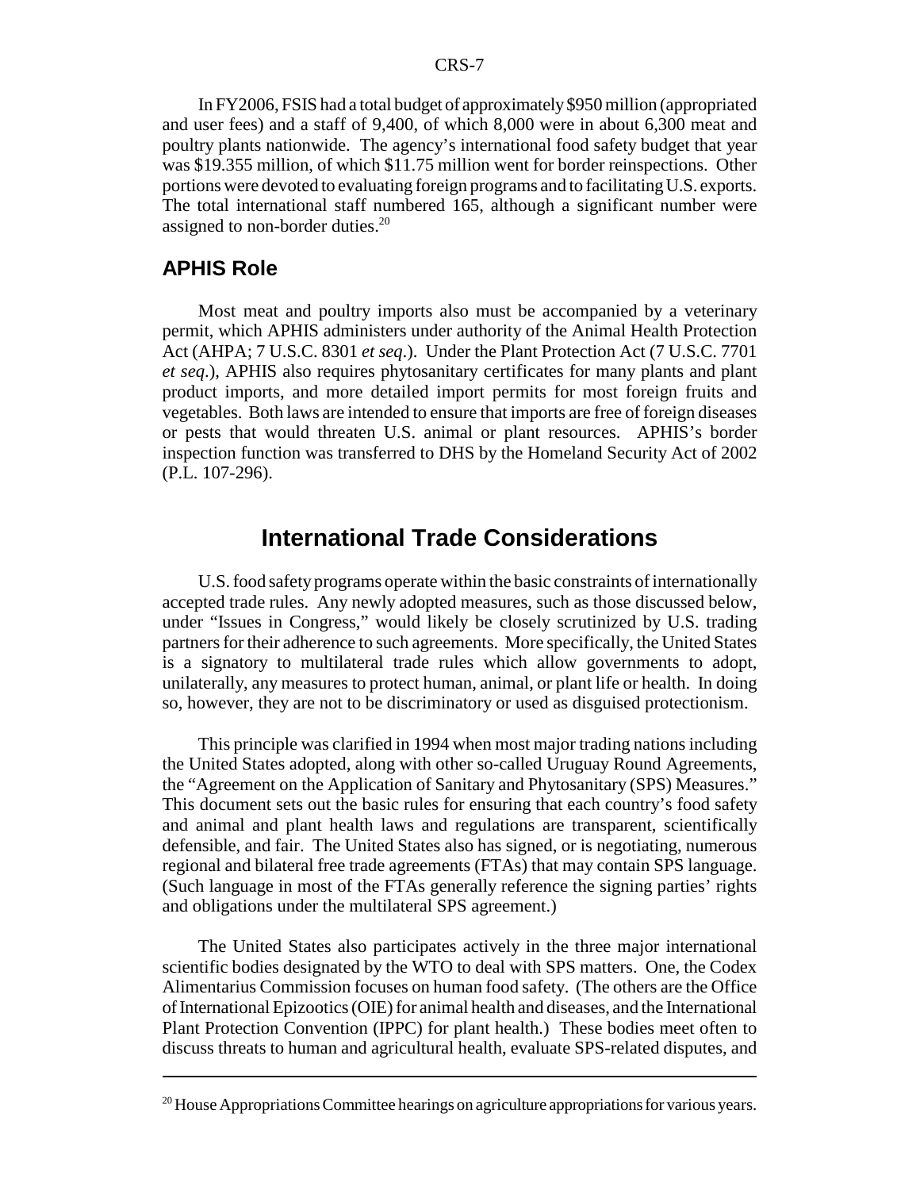In FY2006, FSIS had a total budget of approximately $950 million (appropriated and user fees) and a staff of 9,400, of which 8,000 were in about 6,300 meat and poultry plants nationwide. The agency's international food safety budget that year was $19.355 million, of which $11.75 million went for border reinspections. Other portions were devoted to evaluating foreign programs and to facilitating U.S. exports. The total international staff numbered 165, although a significant number were assigned to non-border duties.[20]

### APHIS Role

Most meat and poultry imports also must be accompanied by a veterinary permit, which APHIS administers under authority of the Animal Health Protection Act (AHPA; 7 U.S.C. 8301 *et seq*.). Under the Plant Protection Act (7 U.S.C. 7701 *et seq*.), APHIS also requires phytosanitary certificates for many plants and plant product imports, and more detailed import permits for most foreign fruits and vegetables. Both laws are intended to ensure that imports are free of foreign diseases or pests that would threaten U.S. animal or plant resources. APHIS's border inspection function was transferred to DHS by the Homeland Security Act of 2002 (P.L. 107-296).

## International Trade Considerations

U.S. food safety programs operate within the basic constraints of internationally accepted trade rules. Any newly adopted measures, such as those discussed below, under "Issues in Congress," would likely be closely scrutinized by U.S. trading partners for their adherence to such agreements. More specifically, the United States is a signatory to multilateral trade rules which allow governments to adopt, unilaterally, any measures to protect human, animal, or plant life or health. In doing so, however, they are not to be discriminatory or used as disguised protectionism.

This principle was clarified in 1994 when most major trading nations including the United States adopted, along with other so-called Uruguay Round Agreements, the "Agreement on the Application of Sanitary and Phytosanitary (SPS) Measures." This document sets out the basic rules for ensuring that each country's food safety and animal and plant health laws and regulations are transparent, scientifically defensible, and fair. The United States also has signed, or is negotiating, numerous regional and bilateral free trade agreements (FTAs) that may contain SPS language. (Such language in most of the FTAs generally reference the signing parties' rights and obligations under the multilateral SPS agreement.)

The United States also participates actively in the three major international scientific bodies designated by the WTO to deal with SPS matters. One, the Codex Alimentarius Commission focuses on human food safety. (The others are the Office of International Epizootics (OIE) for animal health and diseases, and the International Plant Protection Convention (IPPC) for plant health.) These bodies meet often to discuss threats to human and agricultural health, evaluate SPS-related disputes, and

---

[20] House Appropriations Committee hearings on agriculture appropriations for various years.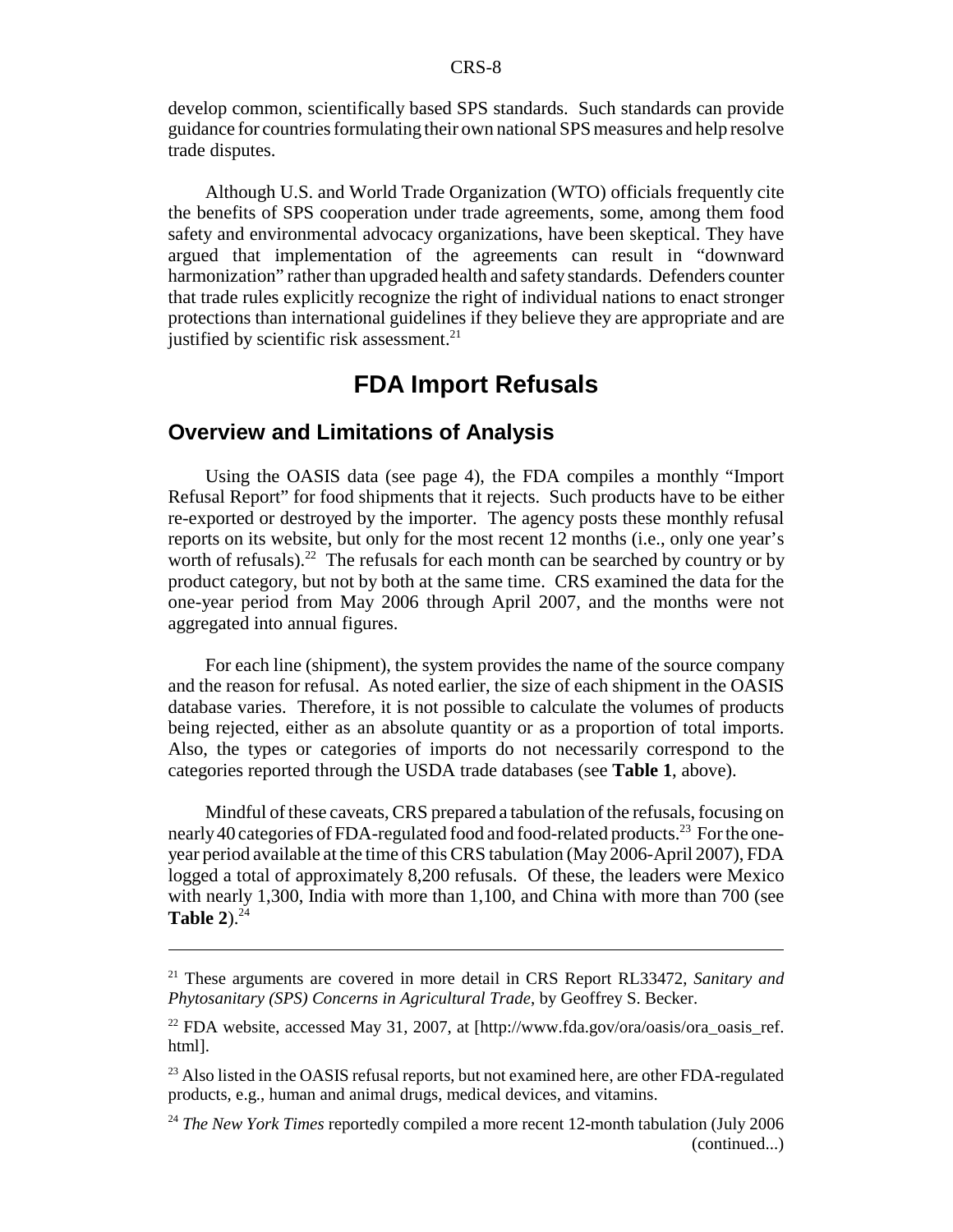develop common, scientifically based SPS standards. Such standards can provide guidance for countries formulating their own national SPS measures and help resolve trade disputes.

Although U.S. and World Trade Organization (WTO) officials frequently cite the benefits of SPS cooperation under trade agreements, some, among them food safety and environmental advocacy organizations, have been skeptical. They have argued that implementation of the agreements can result in "downward harmonization" rather than upgraded health and safety standards. Defenders counter that trade rules explicitly recognize the right of individual nations to enact stronger protections than international guidelines if they believe they are appropriate and are justified by scientific risk assessment.[21]

# FDA Import Refusals

## Overview and Limitations of Analysis

Using the OASIS data (see page 4), the FDA compiles a monthly "Import Refusal Report" for food shipments that it rejects. Such products have to be either re-exported or destroyed by the importer. The agency posts these monthly refusal reports on its website, but only for the most recent 12 months (i.e., only one year's worth of refusals).[22] The refusals for each month can be searched by country or by product category, but not by both at the same time. CRS examined the data for the one-year period from May 2006 through April 2007, and the months were not aggregated into annual figures.

For each line (shipment), the system provides the name of the source company and the reason for refusal. As noted earlier, the size of each shipment in the OASIS database varies. Therefore, it is not possible to calculate the volumes of products being rejected, either as an absolute quantity or as a proportion of total imports. Also, the types or categories of imports do not necessarily correspond to the categories reported through the USDA trade databases (see **Table 1**, above).

Mindful of these caveats, CRS prepared a tabulation of the refusals, focusing on nearly 40 categories of FDA-regulated food and food-related products.[23] For the one-year period available at the time of this CRS tabulation (May 2006-April 2007), FDA logged a total of approximately 8,200 refusals. Of these, the leaders were Mexico with nearly 1,300, India with more than 1,100, and China with more than 700 (see **Table 2**).[24]

---

[21] These arguments are covered in more detail in CRS Report RL33472, *Sanitary and Phytosanitary (SPS) Concerns in Agricultural Trade*, by Geoffrey S. Becker.

[22] FDA website, accessed May 31, 2007, at [http://www.fda.gov/ora/oasis/ora_oasis_ref.html].

[23] Also listed in the OASIS refusal reports, but not examined here, are other FDA-regulated products, e.g., human and animal drugs, medical devices, and vitamins.

[24] *The New York Times* reportedly compiled a more recent 12-month tabulation (July 2006 (continued...)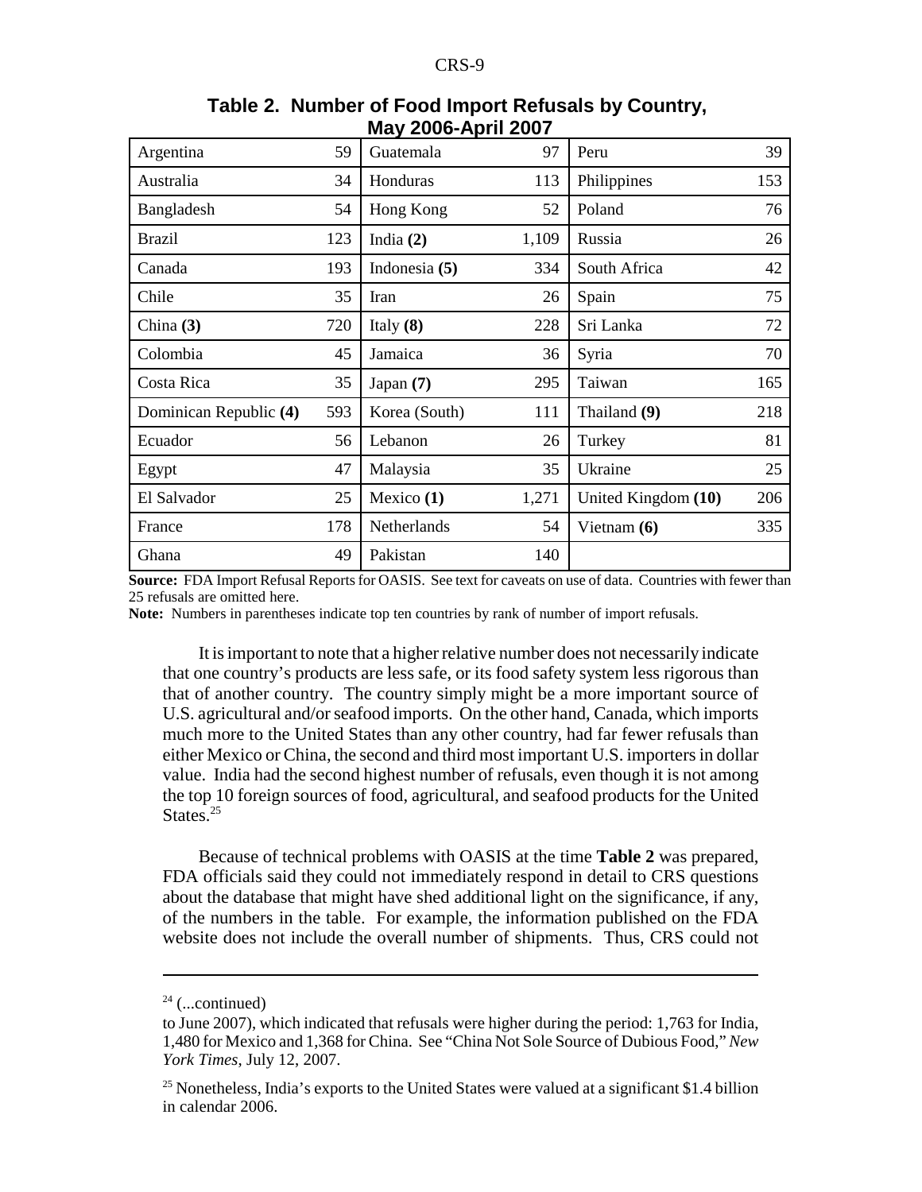**Table 2. Number of Food Import Refusals by Country, May 2006-April 2007**

| | | | | | |
|---|---|---|---|---|---|
| Argentina | 59 | Guatemala | 97 | Peru | 39 |
| Australia | 34 | Honduras | 113 | Philippines | 153 |
| Bangladesh | 54 | Hong Kong | 52 | Poland | 76 |
| Brazil | 123 | India **(2)** | 1,109 | Russia | 26 |
| Canada | 193 | Indonesia **(5)** | 334 | South Africa | 42 |
| Chile | 35 | Iran | 26 | Spain | 75 |
| China **(3)** | 720 | Italy **(8)** | 228 | Sri Lanka | 72 |
| Colombia | 45 | Jamaica | 36 | Syria | 70 |
| Costa Rica | 35 | Japan **(7)** | 295 | Taiwan | 165 |
| Dominican Republic **(4)** | 593 | Korea (South) | 111 | Thailand **(9)** | 218 |
| Ecuador | 56 | Lebanon | 26 | Turkey | 81 |
| Egypt | 47 | Malaysia | 35 | Ukraine | 25 |
| El Salvador | 25 | Mexico **(1)** | 1,271 | United Kingdom **(10)** | 206 |
| France | 178 | Netherlands | 54 | Vietnam **(6)** | 335 |
| Ghana | 49 | Pakistan | 140 | | |

**Source:** FDA Import Refusal Reports for OASIS. See text for caveats on use of data. Countries with fewer than 25 refusals are omitted here.

**Note:** Numbers in parentheses indicate top ten countries by rank of number of import refusals.

It is important to note that a higher relative number does not necessarily indicate that one country's products are less safe, or its food safety system less rigorous than that of another country. The country simply might be a more important source of U.S. agricultural and/or seafood imports. On the other hand, Canada, which imports much more to the United States than any other country, had far fewer refusals than either Mexico or China, the second and third most important U.S. importers in dollar value. India had the second highest number of refusals, even though it is not among the top 10 foreign sources of food, agricultural, and seafood products for the United States.[25]

Because of technical problems with OASIS at the time **Table 2** was prepared, FDA officials said they could not immediately respond in detail to CRS questions about the database that might have shed additional light on the significance, if any, of the numbers in the table. For example, the information published on the FDA website does not include the overall number of shipments. Thus, CRS could not

---

[24] (...continued)
to June 2007), which indicated that refusals were higher during the period: 1,763 for India, 1,480 for Mexico and 1,368 for China. See "China Not Sole Source of Dubious Food," *New York Times*, July 12, 2007.

[25] Nonetheless, India's exports to the United States were valued at a significant $1.4 billion in calendar 2006.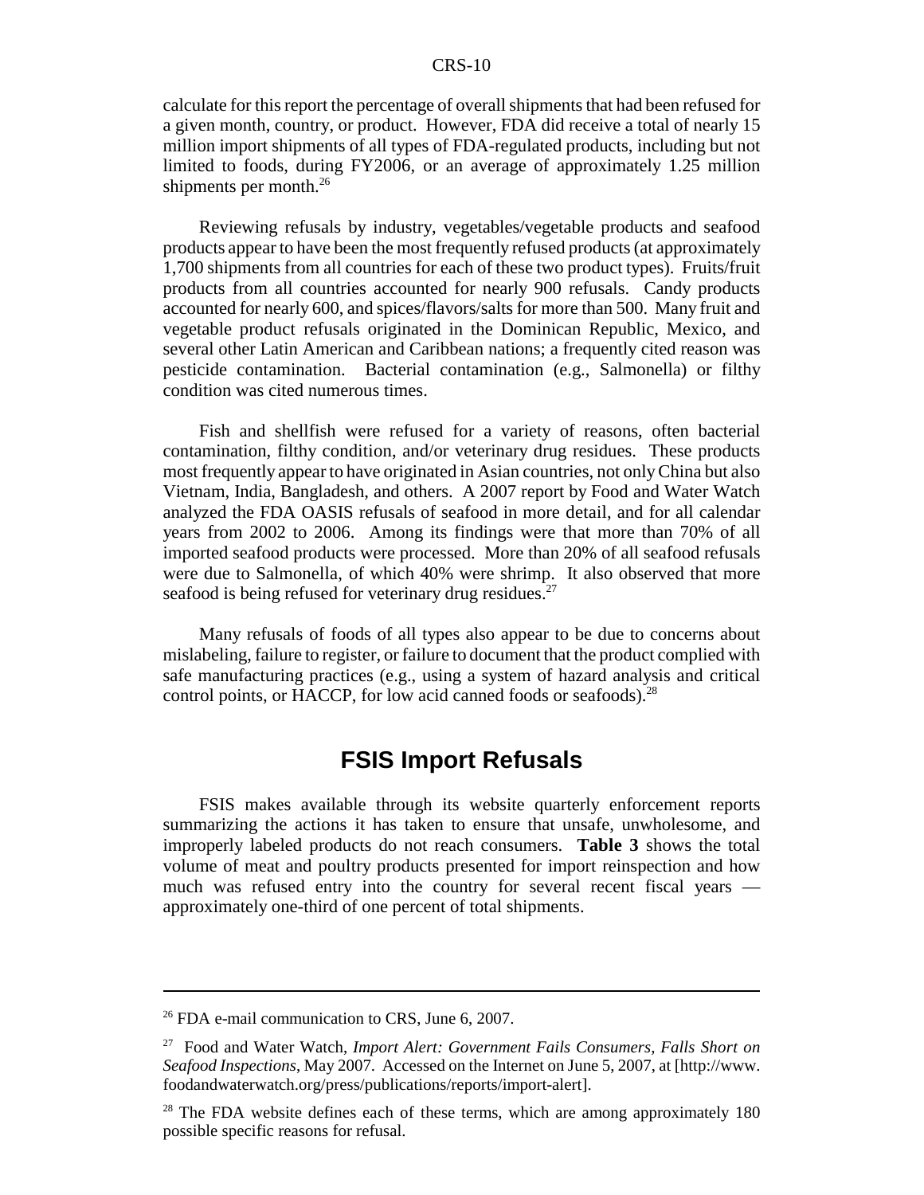calculate for this report the percentage of overall shipments that had been refused for a given month, country, or product. However, FDA did receive a total of nearly 15 million import shipments of all types of FDA-regulated products, including but not limited to foods, during FY2006, or an average of approximately 1.25 million shipments per month.[26]

Reviewing refusals by industry, vegetables/vegetable products and seafood products appear to have been the most frequently refused products (at approximately 1,700 shipments from all countries for each of these two product types). Fruits/fruit products from all countries accounted for nearly 900 refusals. Candy products accounted for nearly 600, and spices/flavors/salts for more than 500. Many fruit and vegetable product refusals originated in the Dominican Republic, Mexico, and several other Latin American and Caribbean nations; a frequently cited reason was pesticide contamination. Bacterial contamination (e.g., Salmonella) or filthy condition was cited numerous times.

Fish and shellfish were refused for a variety of reasons, often bacterial contamination, filthy condition, and/or veterinary drug residues. These products most frequently appear to have originated in Asian countries, not only China but also Vietnam, India, Bangladesh, and others. A 2007 report by Food and Water Watch analyzed the FDA OASIS refusals of seafood in more detail, and for all calendar years from 2002 to 2006. Among its findings were that more than 70% of all imported seafood products were processed. More than 20% of all seafood refusals were due to Salmonella, of which 40% were shrimp. It also observed that more seafood is being refused for veterinary drug residues.[27]

Many refusals of foods of all types also appear to be due to concerns about mislabeling, failure to register, or failure to document that the product complied with safe manufacturing practices (e.g., using a system of hazard analysis and critical control points, or HACCP, for low acid canned foods or seafoods).[28]

## FSIS Import Refusals

FSIS makes available through its website quarterly enforcement reports summarizing the actions it has taken to ensure that unsafe, unwholesome, and improperly labeled products do not reach consumers. **Table 3** shows the total volume of meat and poultry products presented for import reinspection and how much was refused entry into the country for several recent fiscal years — approximately one-third of one percent of total shipments.

---

[26] FDA e-mail communication to CRS, June 6, 2007.

[27] Food and Water Watch, *Import Alert: Government Fails Consumers, Falls Short on Seafood Inspections*, May 2007. Accessed on the Internet on June 5, 2007, at [http://www.foodandwaterwatch.org/press/publications/reports/import-alert].

[28] The FDA website defines each of these terms, which are among approximately 180 possible specific reasons for refusal.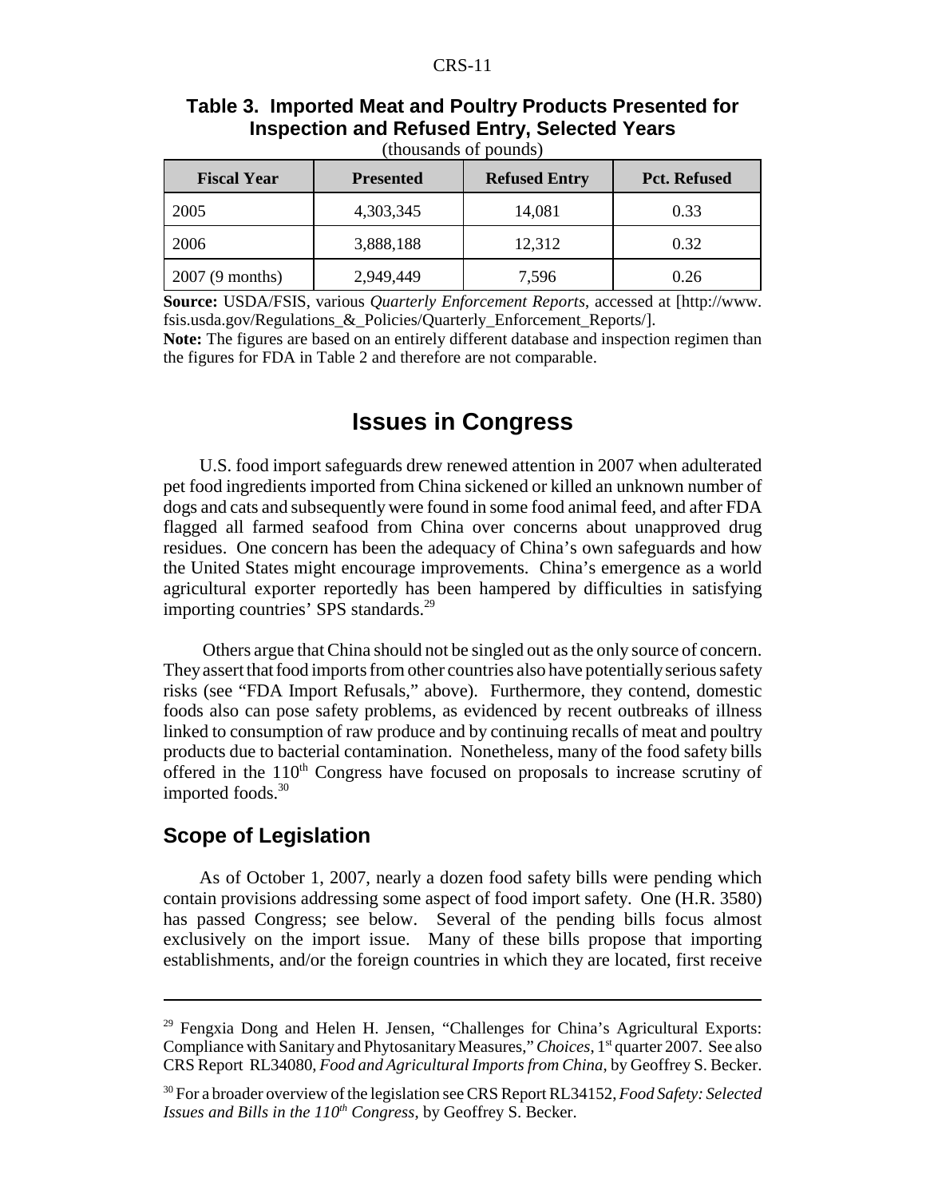**Table 3. Imported Meat and Poultry Products Presented for Inspection and Refused Entry, Selected Years**

(thousands of pounds)

| Fiscal Year | Presented | Refused Entry | Pct. Refused |
|---|---|---|---|
| 2005 | 4,303,345 | 14,081 | 0.33 |
| 2006 | 3,888,188 | 12,312 | 0.32 |
| 2007 (9 months) | 2,949,449 | 7,596 | 0.26 |

**Source:** USDA/FSIS, various *Quarterly Enforcement Reports*, accessed at [http://www.fsis.usda.gov/Regulations_&_Policies/Quarterly_Enforcement_Reports/].

**Note:** The figures are based on an entirely different database and inspection regimen than the figures for FDA in Table 2 and therefore are not comparable.

# Issues in Congress

U.S. food import safeguards drew renewed attention in 2007 when adulterated pet food ingredients imported from China sickened or killed an unknown number of dogs and cats and subsequently were found in some food animal feed, and after FDA flagged all farmed seafood from China over concerns about unapproved drug residues. One concern has been the adequacy of China's own safeguards and how the United States might encourage improvements. China's emergence as a world agricultural exporter reportedly has been hampered by difficulties in satisfying importing countries' SPS standards.[29]

Others argue that China should not be singled out as the only source of concern. They assert that food imports from other countries also have potentially serious safety risks (see "FDA Import Refusals," above). Furthermore, they contend, domestic foods also can pose safety problems, as evidenced by recent outbreaks of illness linked to consumption of raw produce and by continuing recalls of meat and poultry products due to bacterial contamination. Nonetheless, many of the food safety bills offered in the 110th Congress have focused on proposals to increase scrutiny of imported foods.[30]

## Scope of Legislation

As of October 1, 2007, nearly a dozen food safety bills were pending which contain provisions addressing some aspect of food import safety. One (H.R. 3580) has passed Congress; see below. Several of the pending bills focus almost exclusively on the import issue. Many of these bills propose that importing establishments, and/or the foreign countries in which they are located, first receive

---

[29] Fengxia Dong and Helen H. Jensen, "Challenges for China's Agricultural Exports: Compliance with Sanitary and Phytosanitary Measures," *Choices*, 1st quarter 2007. See also CRS Report RL34080, *Food and Agricultural Imports from China*, by Geoffrey S. Becker.

[30] For a broader overview of the legislation see CRS Report RL34152, *Food Safety: Selected Issues and Bills in the 110th Congress*, by Geoffrey S. Becker.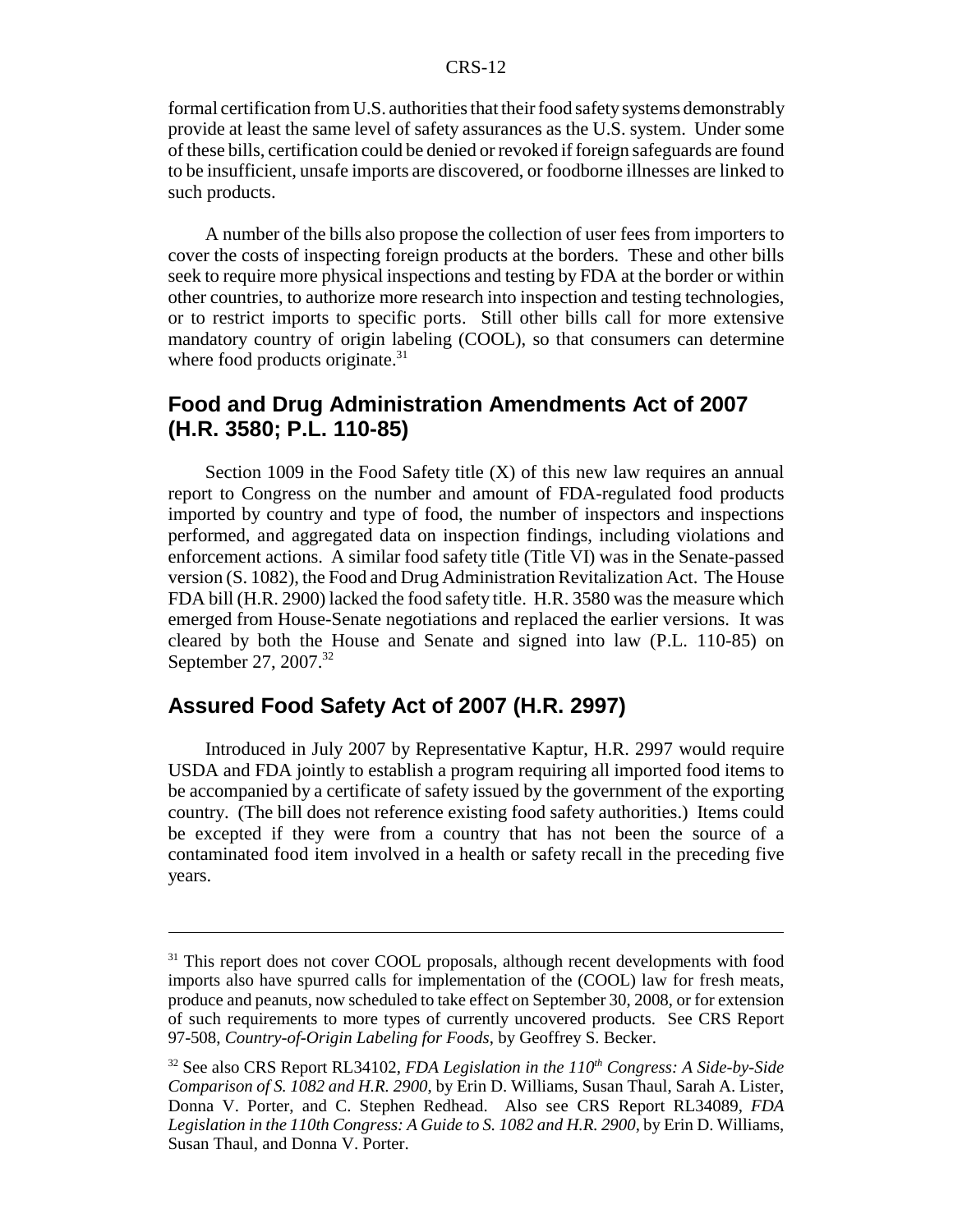formal certification from U.S. authorities that their food safety systems demonstrably provide at least the same level of safety assurances as the U.S. system. Under some of these bills, certification could be denied or revoked if foreign safeguards are found to be insufficient, unsafe imports are discovered, or foodborne illnesses are linked to such products.

A number of the bills also propose the collection of user fees from importers to cover the costs of inspecting foreign products at the borders. These and other bills seek to require more physical inspections and testing by FDA at the border or within other countries, to authorize more research into inspection and testing technologies, or to restrict imports to specific ports. Still other bills call for more extensive mandatory country of origin labeling (COOL), so that consumers can determine where food products originate.[31]

## Food and Drug Administration Amendments Act of 2007 (H.R. 3580; P.L. 110-85)

Section 1009 in the Food Safety title (X) of this new law requires an annual report to Congress on the number and amount of FDA-regulated food products imported by country and type of food, the number of inspectors and inspections performed, and aggregated data on inspection findings, including violations and enforcement actions. A similar food safety title (Title VI) was in the Senate-passed version (S. 1082), the Food and Drug Administration Revitalization Act. The House FDA bill (H.R. 2900) lacked the food safety title. H.R. 3580 was the measure which emerged from House-Senate negotiations and replaced the earlier versions. It was cleared by both the House and Senate and signed into law (P.L. 110-85) on September 27, 2007.[32]

## Assured Food Safety Act of 2007 (H.R. 2997)

Introduced in July 2007 by Representative Kaptur, H.R. 2997 would require USDA and FDA jointly to establish a program requiring all imported food items to be accompanied by a certificate of safety issued by the government of the exporting country. (The bill does not reference existing food safety authorities.) Items could be excepted if they were from a country that has not been the source of a contaminated food item involved in a health or safety recall in the preceding five years.

---

[31] This report does not cover COOL proposals, although recent developments with food imports also have spurred calls for implementation of the (COOL) law for fresh meats, produce and peanuts, now scheduled to take effect on September 30, 2008, or for extension of such requirements to more types of currently uncovered products. See CRS Report 97-508, *Country-of-Origin Labeling for Foods*, by Geoffrey S. Becker.

[32] See also CRS Report RL34102, *FDA Legislation in the 110th Congress: A Side-by-Side Comparison of S. 1082 and H.R. 2900*, by Erin D. Williams, Susan Thaul, Sarah A. Lister, Donna V. Porter, and C. Stephen Redhead. Also see CRS Report RL34089, *FDA Legislation in the 110th Congress: A Guide to S. 1082 and H.R. 2900*, by Erin D. Williams, Susan Thaul, and Donna V. Porter.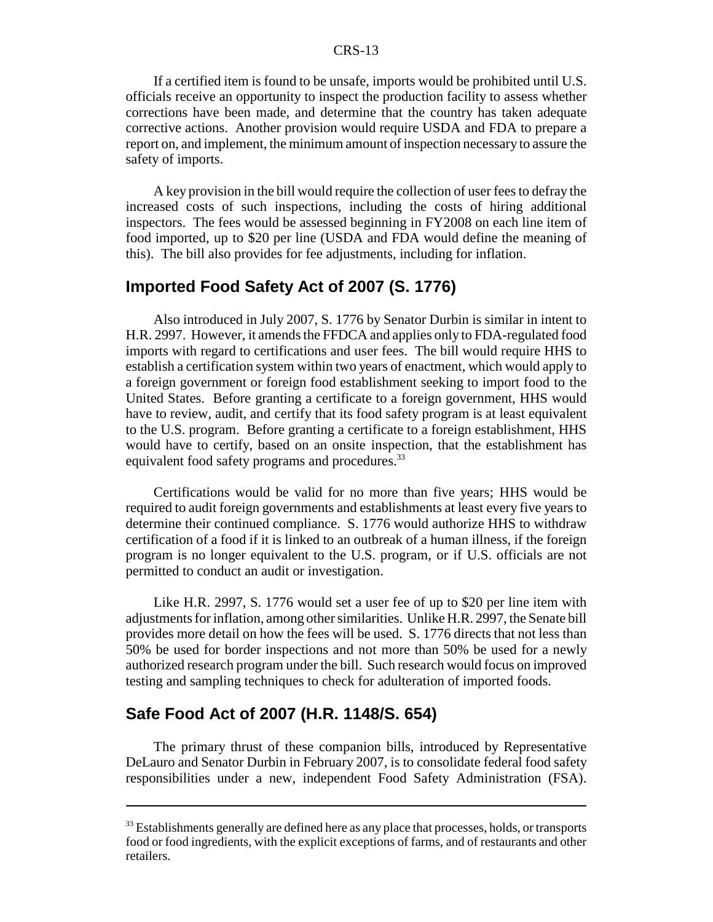If a certified item is found to be unsafe, imports would be prohibited until U.S. officials receive an opportunity to inspect the production facility to assess whether corrections have been made, and determine that the country has taken adequate corrective actions. Another provision would require USDA and FDA to prepare a report on, and implement, the minimum amount of inspection necessary to assure the safety of imports.

A key provision in the bill would require the collection of user fees to defray the increased costs of such inspections, including the costs of hiring additional inspectors. The fees would be assessed beginning in FY2008 on each line item of food imported, up to $20 per line (USDA and FDA would define the meaning of this). The bill also provides for fee adjustments, including for inflation.

## Imported Food Safety Act of 2007 (S. 1776)

Also introduced in July 2007, S. 1776 by Senator Durbin is similar in intent to H.R. 2997. However, it amends the FFDCA and applies only to FDA-regulated food imports with regard to certifications and user fees. The bill would require HHS to establish a certification system within two years of enactment, which would apply to a foreign government or foreign food establishment seeking to import food to the United States. Before granting a certificate to a foreign government, HHS would have to review, audit, and certify that its food safety program is at least equivalent to the U.S. program. Before granting a certificate to a foreign establishment, HHS would have to certify, based on an onsite inspection, that the establishment has equivalent food safety programs and procedures.[33]

Certifications would be valid for no more than five years; HHS would be required to audit foreign governments and establishments at least every five years to determine their continued compliance. S. 1776 would authorize HHS to withdraw certification of a food if it is linked to an outbreak of a human illness, if the foreign program is no longer equivalent to the U.S. program, or if U.S. officials are not permitted to conduct an audit or investigation.

Like H.R. 2997, S. 1776 would set a user fee of up to $20 per line item with adjustments for inflation, among other similarities. Unlike H.R. 2997, the Senate bill provides more detail on how the fees will be used. S. 1776 directs that not less than 50% be used for border inspections and not more than 50% be used for a newly authorized research program under the bill. Such research would focus on improved testing and sampling techniques to check for adulteration of imported foods.

## Safe Food Act of 2007 (H.R. 1148/S. 654)

The primary thrust of these companion bills, introduced by Representative DeLauro and Senator Durbin in February 2007, is to consolidate federal food safety responsibilities under a new, independent Food Safety Administration (FSA).

---

[33] Establishments generally are defined here as any place that processes, holds, or transports food or food ingredients, with the explicit exceptions of farms, and of restaurants and other retailers.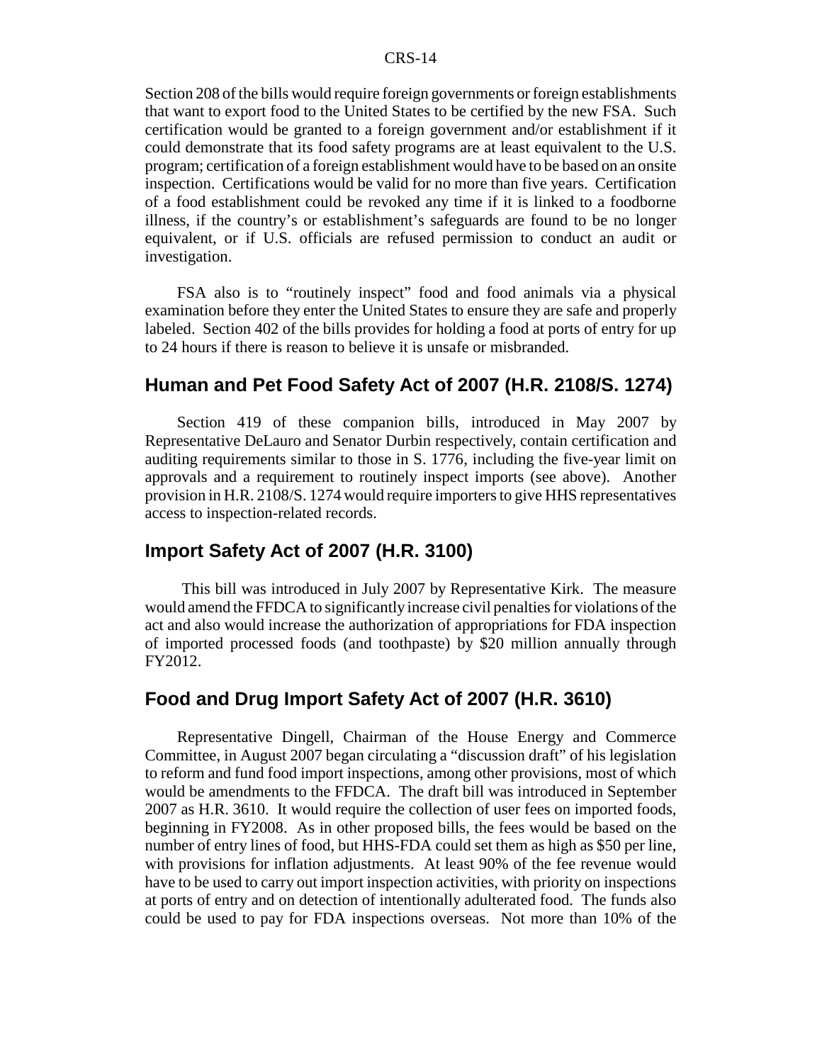Section 208 of the bills would require foreign governments or foreign establishments that want to export food to the United States to be certified by the new FSA. Such certification would be granted to a foreign government and/or establishment if it could demonstrate that its food safety programs are at least equivalent to the U.S. program; certification of a foreign establishment would have to be based on an onsite inspection. Certifications would be valid for no more than five years. Certification of a food establishment could be revoked any time if it is linked to a foodborne illness, if the country's or establishment's safeguards are found to be no longer equivalent, or if U.S. officials are refused permission to conduct an audit or investigation.

FSA also is to "routinely inspect" food and food animals via a physical examination before they enter the United States to ensure they are safe and properly labeled. Section 402 of the bills provides for holding a food at ports of entry for up to 24 hours if there is reason to believe it is unsafe or misbranded.

## Human and Pet Food Safety Act of 2007 (H.R. 2108/S. 1274)

Section 419 of these companion bills, introduced in May 2007 by Representative DeLauro and Senator Durbin respectively, contain certification and auditing requirements similar to those in S. 1776, including the five-year limit on approvals and a requirement to routinely inspect imports (see above). Another provision in H.R. 2108/S. 1274 would require importers to give HHS representatives access to inspection-related records.

## Import Safety Act of 2007 (H.R. 3100)

This bill was introduced in July 2007 by Representative Kirk. The measure would amend the FFDCA to significantly increase civil penalties for violations of the act and also would increase the authorization of appropriations for FDA inspection of imported processed foods (and toothpaste) by $20 million annually through FY2012.

## Food and Drug Import Safety Act of 2007 (H.R. 3610)

Representative Dingell, Chairman of the House Energy and Commerce Committee, in August 2007 began circulating a "discussion draft" of his legislation to reform and fund food import inspections, among other provisions, most of which would be amendments to the FFDCA. The draft bill was introduced in September 2007 as H.R. 3610. It would require the collection of user fees on imported foods, beginning in FY2008. As in other proposed bills, the fees would be based on the number of entry lines of food, but HHS-FDA could set them as high as $50 per line, with provisions for inflation adjustments. At least 90% of the fee revenue would have to be used to carry out import inspection activities, with priority on inspections at ports of entry and on detection of intentionally adulterated food. The funds also could be used to pay for FDA inspections overseas. Not more than 10% of the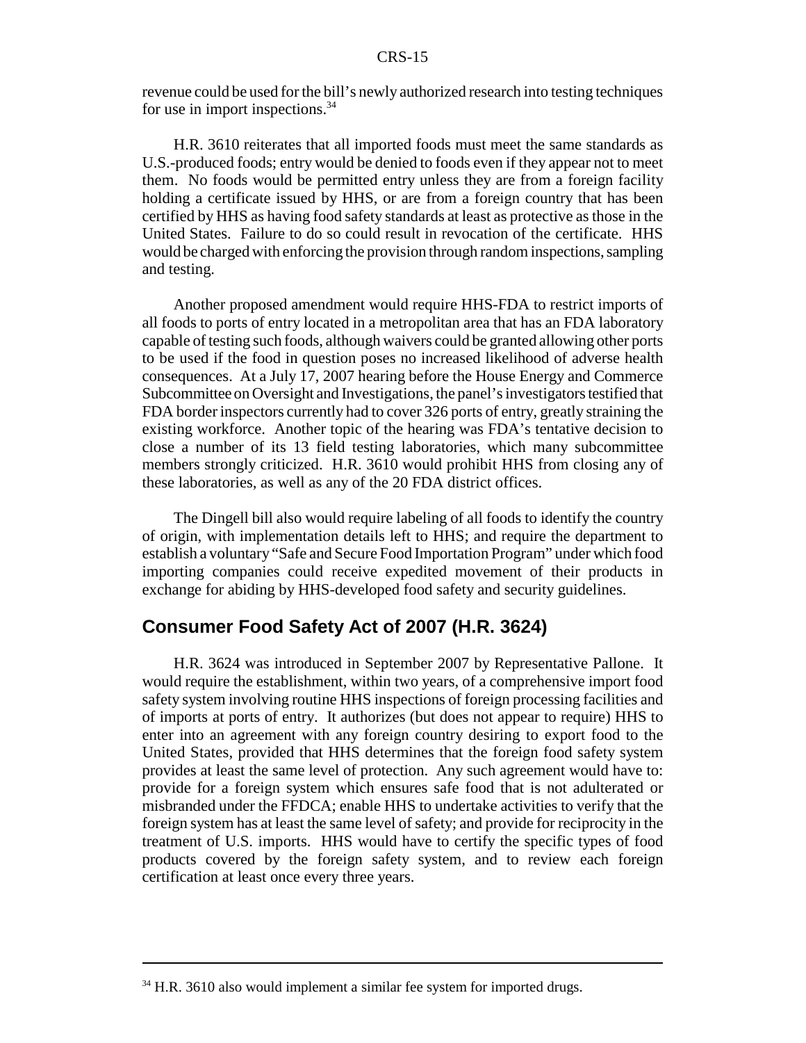revenue could be used for the bill's newly authorized research into testing techniques for use in import inspections.[34]

H.R. 3610 reiterates that all imported foods must meet the same standards as U.S.-produced foods; entry would be denied to foods even if they appear not to meet them. No foods would be permitted entry unless they are from a foreign facility holding a certificate issued by HHS, or are from a foreign country that has been certified by HHS as having food safety standards at least as protective as those in the United States. Failure to do so could result in revocation of the certificate. HHS would be charged with enforcing the provision through random inspections, sampling and testing.

Another proposed amendment would require HHS-FDA to restrict imports of all foods to ports of entry located in a metropolitan area that has an FDA laboratory capable of testing such foods, although waivers could be granted allowing other ports to be used if the food in question poses no increased likelihood of adverse health consequences. At a July 17, 2007 hearing before the House Energy and Commerce Subcommittee on Oversight and Investigations, the panel's investigators testified that FDA border inspectors currently had to cover 326 ports of entry, greatly straining the existing workforce. Another topic of the hearing was FDA's tentative decision to close a number of its 13 field testing laboratories, which many subcommittee members strongly criticized. H.R. 3610 would prohibit HHS from closing any of these laboratories, as well as any of the 20 FDA district offices.

The Dingell bill also would require labeling of all foods to identify the country of origin, with implementation details left to HHS; and require the department to establish a voluntary "Safe and Secure Food Importation Program" under which food importing companies could receive expedited movement of their products in exchange for abiding by HHS-developed food safety and security guidelines.

## Consumer Food Safety Act of 2007 (H.R. 3624)

H.R. 3624 was introduced in September 2007 by Representative Pallone. It would require the establishment, within two years, of a comprehensive import food safety system involving routine HHS inspections of foreign processing facilities and of imports at ports of entry. It authorizes (but does not appear to require) HHS to enter into an agreement with any foreign country desiring to export food to the United States, provided that HHS determines that the foreign food safety system provides at least the same level of protection. Any such agreement would have to: provide for a foreign system which ensures safe food that is not adulterated or misbranded under the FFDCA; enable HHS to undertake activities to verify that the foreign system has at least the same level of safety; and provide for reciprocity in the treatment of U.S. imports. HHS would have to certify the specific types of food products covered by the foreign safety system, and to review each foreign certification at least once every three years.

[34] H.R. 3610 also would implement a similar fee system for imported drugs.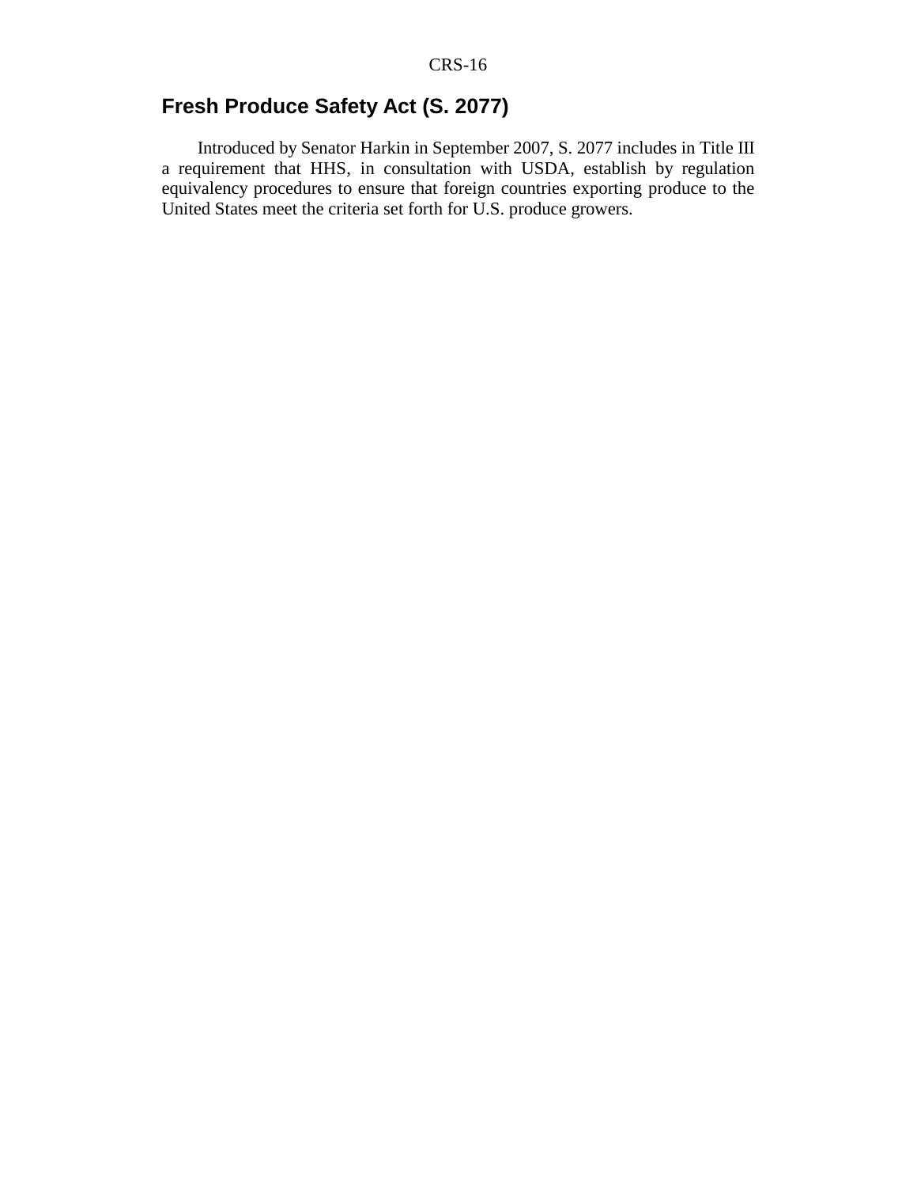### Fresh Produce Safety Act (S. 2077)

Introduced by Senator Harkin in September 2007, S. 2077 includes in Title III a requirement that HHS, in consultation with USDA, establish by regulation equivalency procedures to ensure that foreign countries exporting produce to the United States meet the criteria set forth for U.S. produce growers.